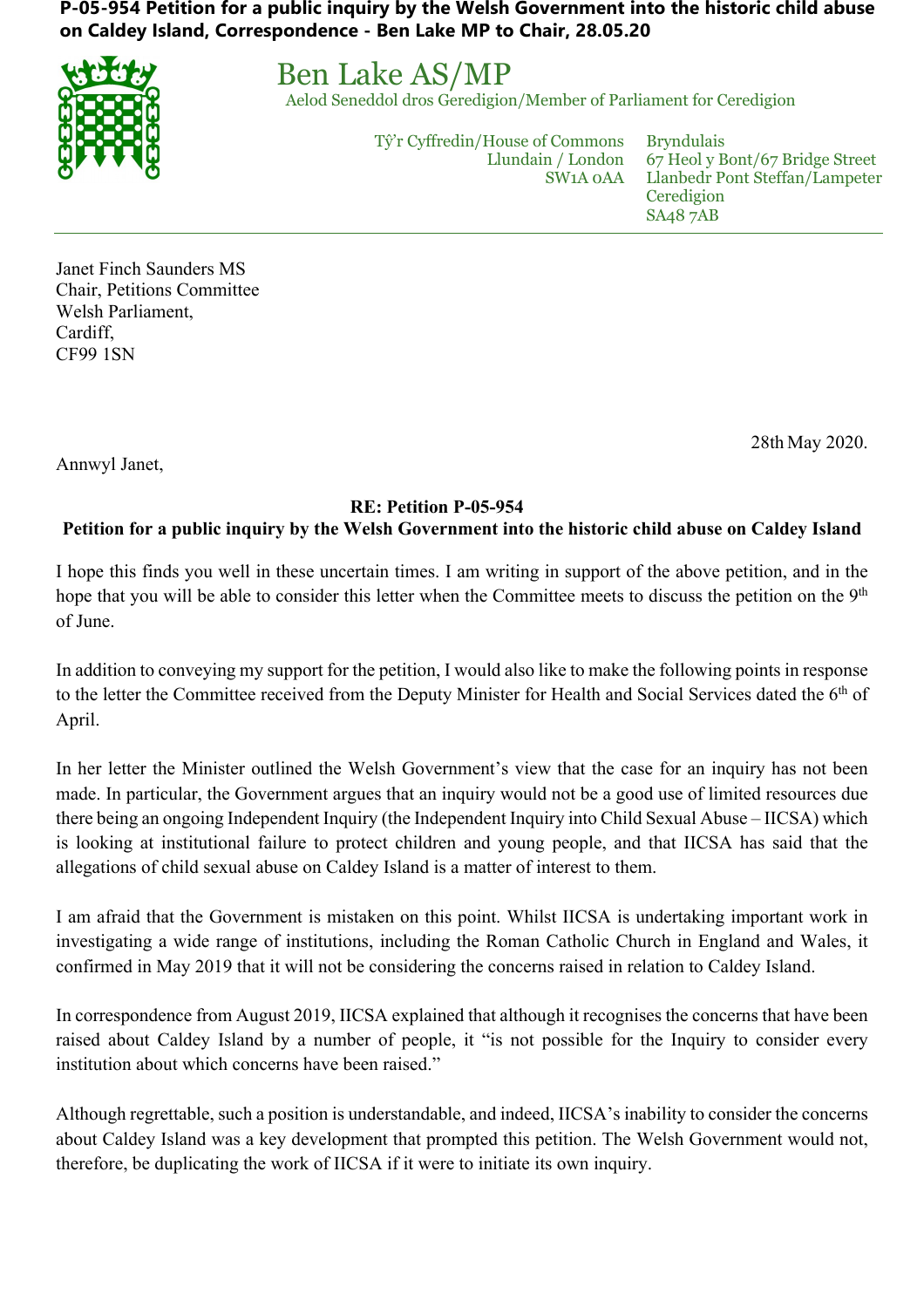**P-05-954 Petition for a public inquiry by the Welsh Government into the historic child abuse on Caldey Island, Correspondence - Ben Lake MP to Chair, 28.05.20**

# Ben Lake AS/MP

Aelod Seneddol dros Geredigion/Member of Parliament for Ceredigion

Tŷ'r Cyffredin/House of Commons
Llundain / London
SW1A 0AA

Bryndulais
67 Heol y Bont/67 Bridge Street
Llanbedr Pont Steffan/Lampeter
Ceredigion
SA48 7AB

---

Janet Finch Saunders MS
Chair, Petitions Committee
Welsh Parliament,
Cardiff,
CF99 1SN

28th May 2020.

Annwyl Janet,

**RE: Petition P-05-954**
**Petition for a public inquiry by the Welsh Government into the historic child abuse on Caldey Island**

I hope this finds you well in these uncertain times. I am writing in support of the above petition, and in the hope that you will be able to consider this letter when the Committee meets to discuss the petition on the 9th of June.

In addition to conveying my support for the petition, I would also like to make the following points in response to the letter the Committee received from the Deputy Minister for Health and Social Services dated the 6th of April.

In her letter the Minister outlined the Welsh Government's view that the case for an inquiry has not been made. In particular, the Government argues that an inquiry would not be a good use of limited resources due there being an ongoing Independent Inquiry (the Independent Inquiry into Child Sexual Abuse – IICSA) which is looking at institutional failure to protect children and young people, and that IICSA has said that the allegations of child sexual abuse on Caldey Island is a matter of interest to them.

I am afraid that the Government is mistaken on this point. Whilst IICSA is undertaking important work in investigating a wide range of institutions, including the Roman Catholic Church in England and Wales, it confirmed in May 2019 that it will not be considering the concerns raised in relation to Caldey Island.

In correspondence from August 2019, IICSA explained that although it recognises the concerns that have been raised about Caldey Island by a number of people, it "is not possible for the Inquiry to consider every institution about which concerns have been raised."

Although regrettable, such a position is understandable, and indeed, IICSA's inability to consider the concerns about Caldey Island was a key development that prompted this petition. The Welsh Government would not, therefore, be duplicating the work of IICSA if it were to initiate its own inquiry.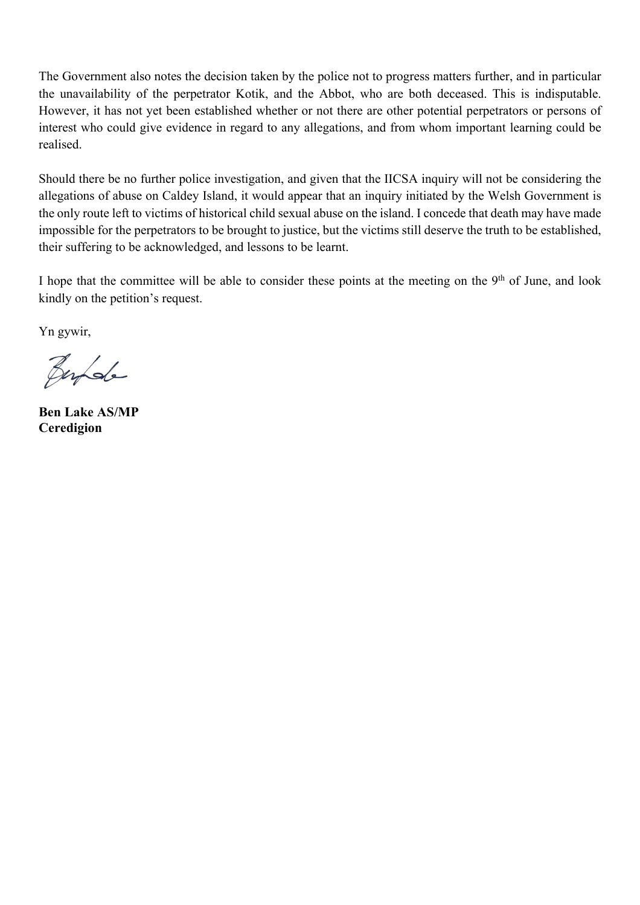The Government also notes the decision taken by the police not to progress matters further, and in particular the unavailability of the perpetrator Kotik, and the Abbot, who are both deceased. This is indisputable. However, it has not yet been established whether or not there are other potential perpetrators or persons of interest who could give evidence in regard to any allegations, and from whom important learning could be realised.

Should there be no further police investigation, and given that the IICSA inquiry will not be considering the allegations of abuse on Caldey Island, it would appear that an inquiry initiated by the Welsh Government is the only route left to victims of historical child sexual abuse on the island. I concede that death may have made impossible for the perpetrators to be brought to justice, but the victims still deserve the truth to be established, their suffering to be acknowledged, and lessons to be learnt.

I hope that the committee will be able to consider these points at the meeting on the 9th of June, and look kindly on the petition's request.

Yn gywir,

**Ben Lake AS/MP**
**Ceredigion**